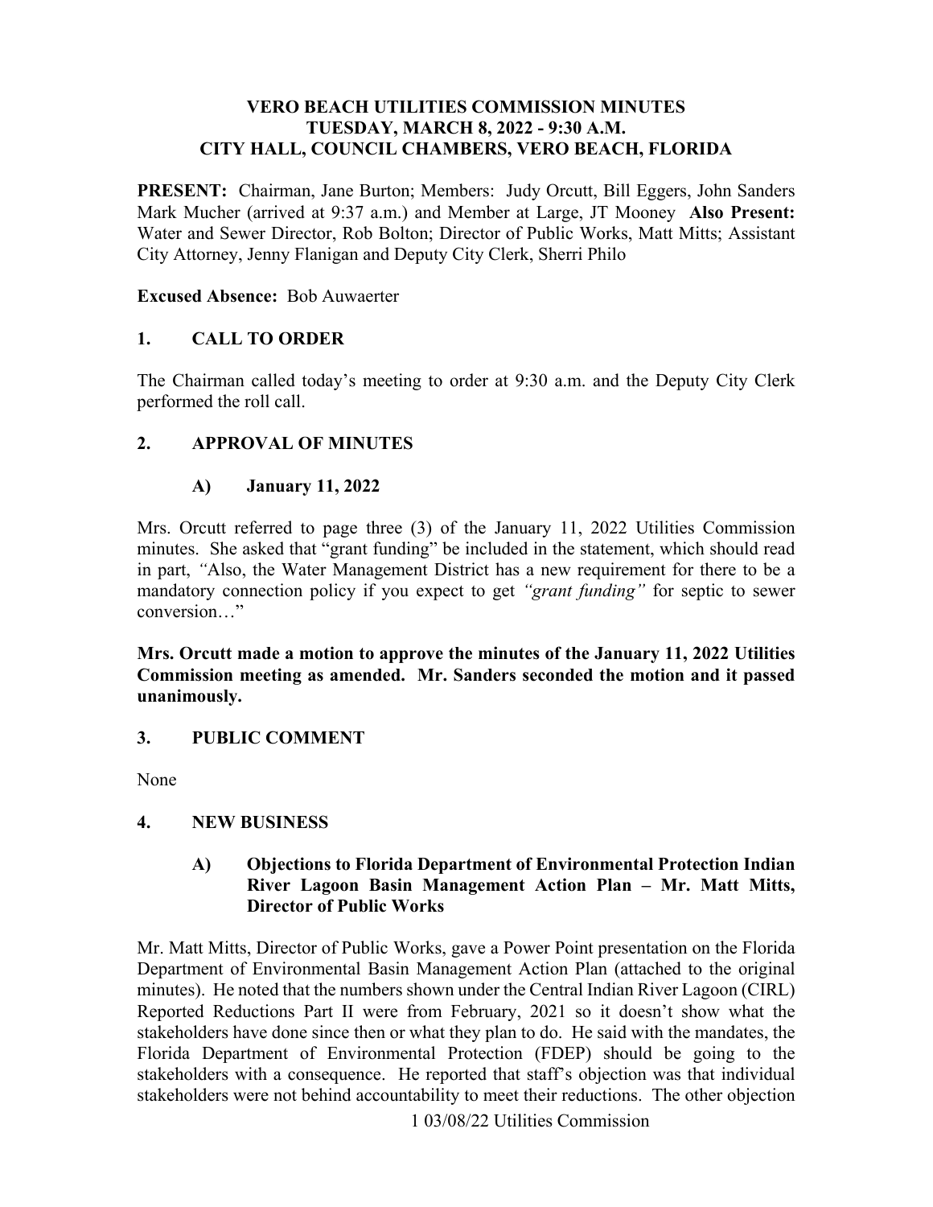# VERO BEACH UTILITIES COMMISSION MINUTES
## TUESDAY, MARCH 8, 2022 - 9:30 A.M.
## CITY HALL, COUNCIL CHAMBERS, VERO BEACH, FLORIDA

**PRESENT:** Chairman, Jane Burton; Members: Judy Orcutt, Bill Eggers, John Sanders Mark Mucher (arrived at 9:37 a.m.) and Member at Large, JT Mooney **Also Present:** Water and Sewer Director, Rob Bolton; Director of Public Works, Matt Mitts; Assistant City Attorney, Jenny Flanigan and Deputy City Clerk, Sherri Philo

**Excused Absence:** Bob Auwaerter

## 1. CALL TO ORDER

The Chairman called today's meeting to order at 9:30 a.m. and the Deputy City Clerk performed the roll call.

## 2. APPROVAL OF MINUTES

### A) January 11, 2022

Mrs. Orcutt referred to page three (3) of the January 11, 2022 Utilities Commission minutes. She asked that "grant funding" be included in the statement, which should read in part, *"*Also, the Water Management District has a new requirement for there to be a mandatory connection policy if you expect to get *"grant funding"* for septic to sewer conversion…"

**Mrs. Orcutt made a motion to approve the minutes of the January 11, 2022 Utilities Commission meeting as amended. Mr. Sanders seconded the motion and it passed unanimously.**

## 3. PUBLIC COMMENT

None

## 4. NEW BUSINESS

### A) Objections to Florida Department of Environmental Protection Indian River Lagoon Basin Management Action Plan – Mr. Matt Mitts, Director of Public Works

Mr. Matt Mitts, Director of Public Works, gave a Power Point presentation on the Florida Department of Environmental Basin Management Action Plan (attached to the original minutes). He noted that the numbers shown under the Central Indian River Lagoon (CIRL) Reported Reductions Part II were from February, 2021 so it doesn't show what the stakeholders have done since then or what they plan to do. He said with the mandates, the Florida Department of Environmental Protection (FDEP) should be going to the stakeholders with a consequence. He reported that staff's objection was that individual stakeholders were not behind accountability to meet their reductions. The other objection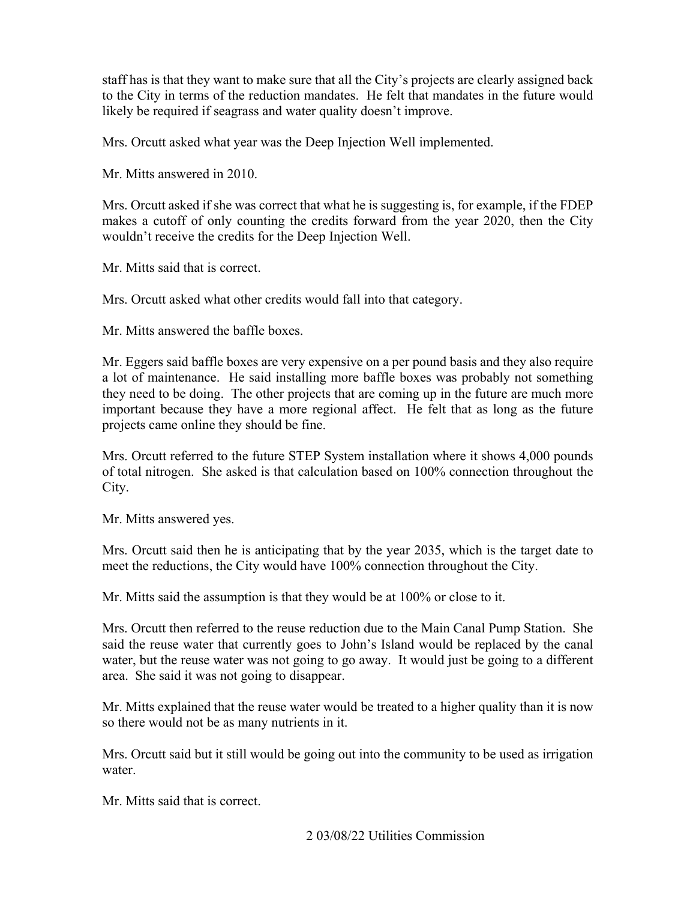staff has is that they want to make sure that all the City's projects are clearly assigned back to the City in terms of the reduction mandates. He felt that mandates in the future would likely be required if seagrass and water quality doesn't improve.

Mrs. Orcutt asked what year was the Deep Injection Well implemented.

Mr. Mitts answered in 2010.

Mrs. Orcutt asked if she was correct that what he is suggesting is, for example, if the FDEP makes a cutoff of only counting the credits forward from the year 2020, then the City wouldn't receive the credits for the Deep Injection Well.

Mr. Mitts said that is correct.

Mrs. Orcutt asked what other credits would fall into that category.

Mr. Mitts answered the baffle boxes.

Mr. Eggers said baffle boxes are very expensive on a per pound basis and they also require a lot of maintenance. He said installing more baffle boxes was probably not something they need to be doing. The other projects that are coming up in the future are much more important because they have a more regional affect. He felt that as long as the future projects came online they should be fine.

Mrs. Orcutt referred to the future STEP System installation where it shows 4,000 pounds of total nitrogen. She asked is that calculation based on 100% connection throughout the City.

Mr. Mitts answered yes.

Mrs. Orcutt said then he is anticipating that by the year 2035, which is the target date to meet the reductions, the City would have 100% connection throughout the City.

Mr. Mitts said the assumption is that they would be at 100% or close to it.

Mrs. Orcutt then referred to the reuse reduction due to the Main Canal Pump Station. She said the reuse water that currently goes to John's Island would be replaced by the canal water, but the reuse water was not going to go away. It would just be going to a different area. She said it was not going to disappear.

Mr. Mitts explained that the reuse water would be treated to a higher quality than it is now so there would not be as many nutrients in it.

Mrs. Orcutt said but it still would be going out into the community to be used as irrigation water.

Mr. Mitts said that is correct.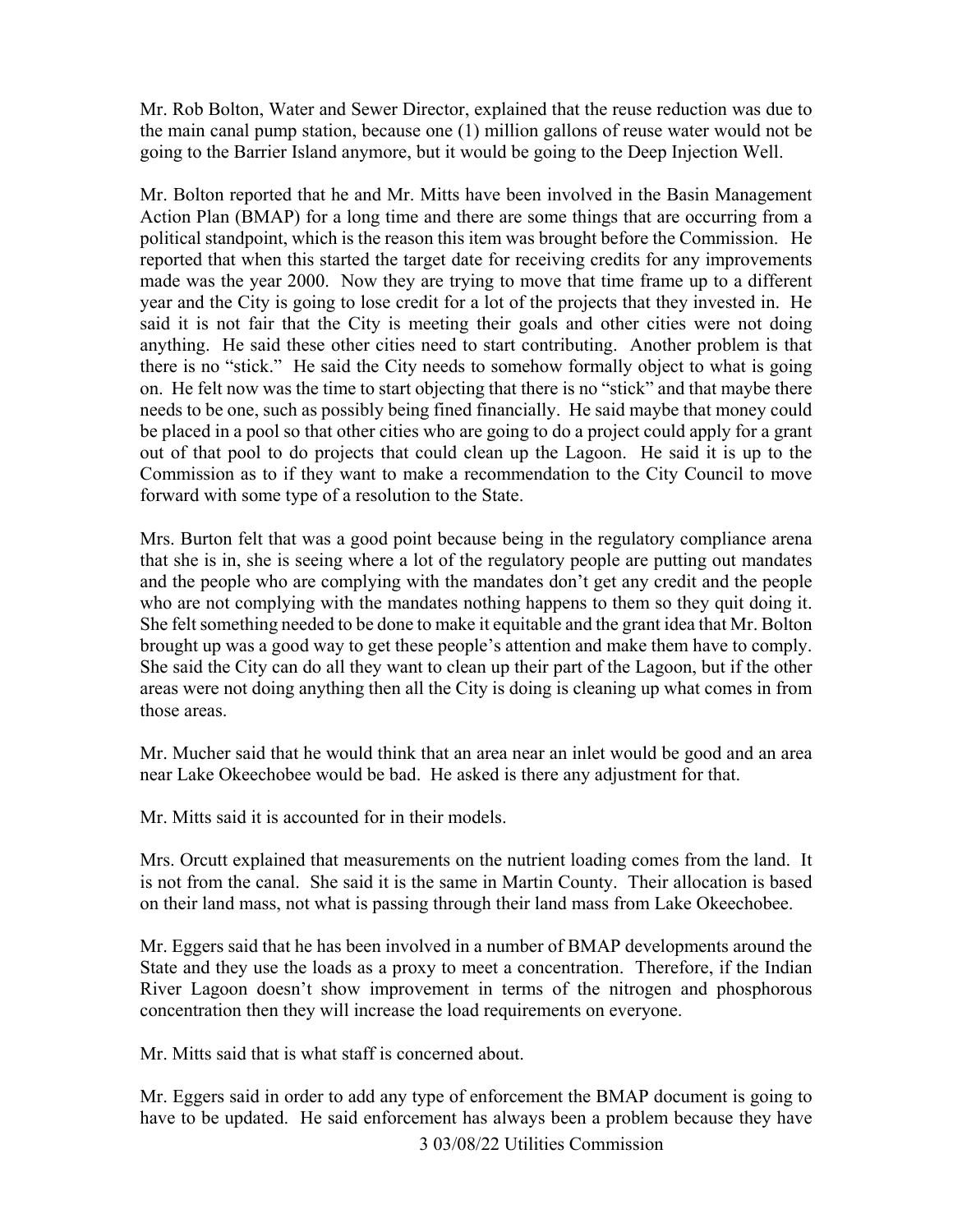Mr. Rob Bolton, Water and Sewer Director, explained that the reuse reduction was due to the main canal pump station, because one (1) million gallons of reuse water would not be going to the Barrier Island anymore, but it would be going to the Deep Injection Well.

Mr. Bolton reported that he and Mr. Mitts have been involved in the Basin Management Action Plan (BMAP) for a long time and there are some things that are occurring from a political standpoint, which is the reason this item was brought before the Commission. He reported that when this started the target date for receiving credits for any improvements made was the year 2000. Now they are trying to move that time frame up to a different year and the City is going to lose credit for a lot of the projects that they invested in. He said it is not fair that the City is meeting their goals and other cities were not doing anything. He said these other cities need to start contributing. Another problem is that there is no "stick." He said the City needs to somehow formally object to what is going on. He felt now was the time to start objecting that there is no "stick" and that maybe there needs to be one, such as possibly being fined financially. He said maybe that money could be placed in a pool so that other cities who are going to do a project could apply for a grant out of that pool to do projects that could clean up the Lagoon. He said it is up to the Commission as to if they want to make a recommendation to the City Council to move forward with some type of a resolution to the State.

Mrs. Burton felt that was a good point because being in the regulatory compliance arena that she is in, she is seeing where a lot of the regulatory people are putting out mandates and the people who are complying with the mandates don't get any credit and the people who are not complying with the mandates nothing happens to them so they quit doing it. She felt something needed to be done to make it equitable and the grant idea that Mr. Bolton brought up was a good way to get these people's attention and make them have to comply. She said the City can do all they want to clean up their part of the Lagoon, but if the other areas were not doing anything then all the City is doing is cleaning up what comes in from those areas.

Mr. Mucher said that he would think that an area near an inlet would be good and an area near Lake Okeechobee would be bad. He asked is there any adjustment for that.

Mr. Mitts said it is accounted for in their models.

Mrs. Orcutt explained that measurements on the nutrient loading comes from the land. It is not from the canal. She said it is the same in Martin County. Their allocation is based on their land mass, not what is passing through their land mass from Lake Okeechobee.

Mr. Eggers said that he has been involved in a number of BMAP developments around the State and they use the loads as a proxy to meet a concentration. Therefore, if the Indian River Lagoon doesn't show improvement in terms of the nitrogen and phosphorous concentration then they will increase the load requirements on everyone.

Mr. Mitts said that is what staff is concerned about.

Mr. Eggers said in order to add any type of enforcement the BMAP document is going to have to be updated. He said enforcement has always been a problem because they have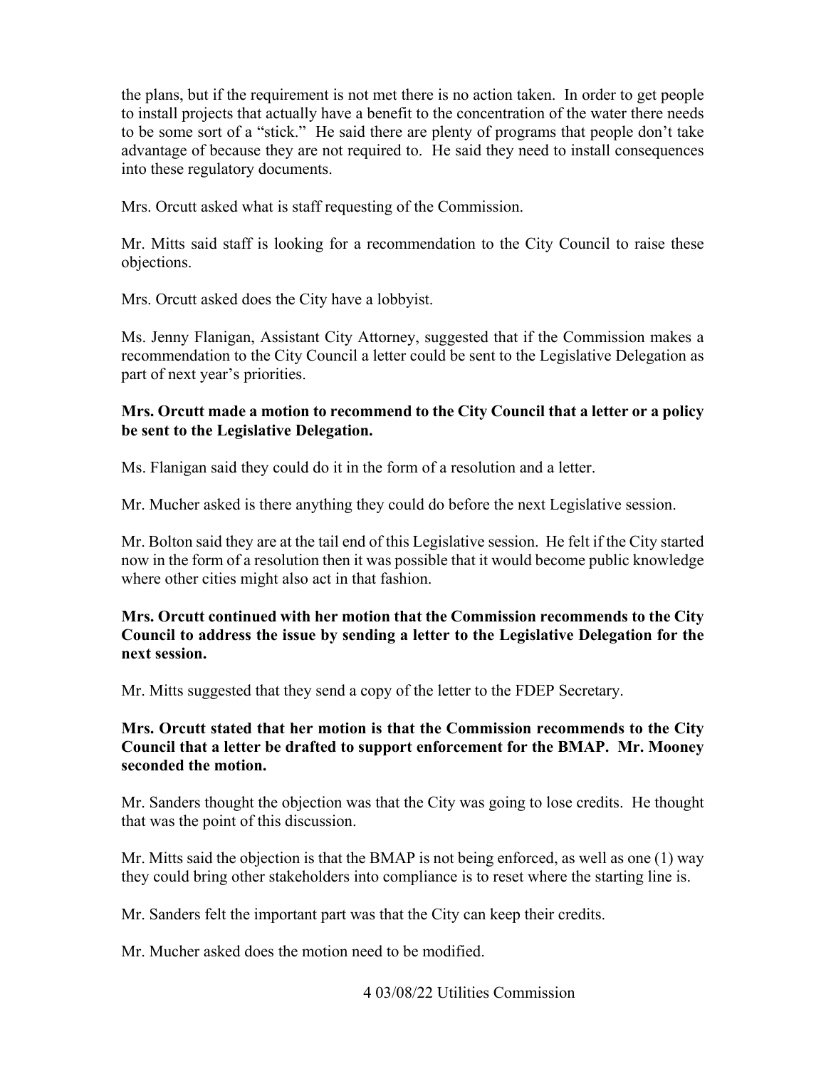the plans, but if the requirement is not met there is no action taken. In order to get people to install projects that actually have a benefit to the concentration of the water there needs to be some sort of a "stick." He said there are plenty of programs that people don't take advantage of because they are not required to. He said they need to install consequences into these regulatory documents.

Mrs. Orcutt asked what is staff requesting of the Commission.

Mr. Mitts said staff is looking for a recommendation to the City Council to raise these objections.

Mrs. Orcutt asked does the City have a lobbyist.

Ms. Jenny Flanigan, Assistant City Attorney, suggested that if the Commission makes a recommendation to the City Council a letter could be sent to the Legislative Delegation as part of next year's priorities.

**Mrs. Orcutt made a motion to recommend to the City Council that a letter or a policy be sent to the Legislative Delegation.**

Ms. Flanigan said they could do it in the form of a resolution and a letter.

Mr. Mucher asked is there anything they could do before the next Legislative session.

Mr. Bolton said they are at the tail end of this Legislative session. He felt if the City started now in the form of a resolution then it was possible that it would become public knowledge where other cities might also act in that fashion.

**Mrs. Orcutt continued with her motion that the Commission recommends to the City Council to address the issue by sending a letter to the Legislative Delegation for the next session.**

Mr. Mitts suggested that they send a copy of the letter to the FDEP Secretary.

**Mrs. Orcutt stated that her motion is that the Commission recommends to the City Council that a letter be drafted to support enforcement for the BMAP. Mr. Mooney seconded the motion.**

Mr. Sanders thought the objection was that the City was going to lose credits. He thought that was the point of this discussion.

Mr. Mitts said the objection is that the BMAP is not being enforced, as well as one (1) way they could bring other stakeholders into compliance is to reset where the starting line is.

Mr. Sanders felt the important part was that the City can keep their credits.

Mr. Mucher asked does the motion need to be modified.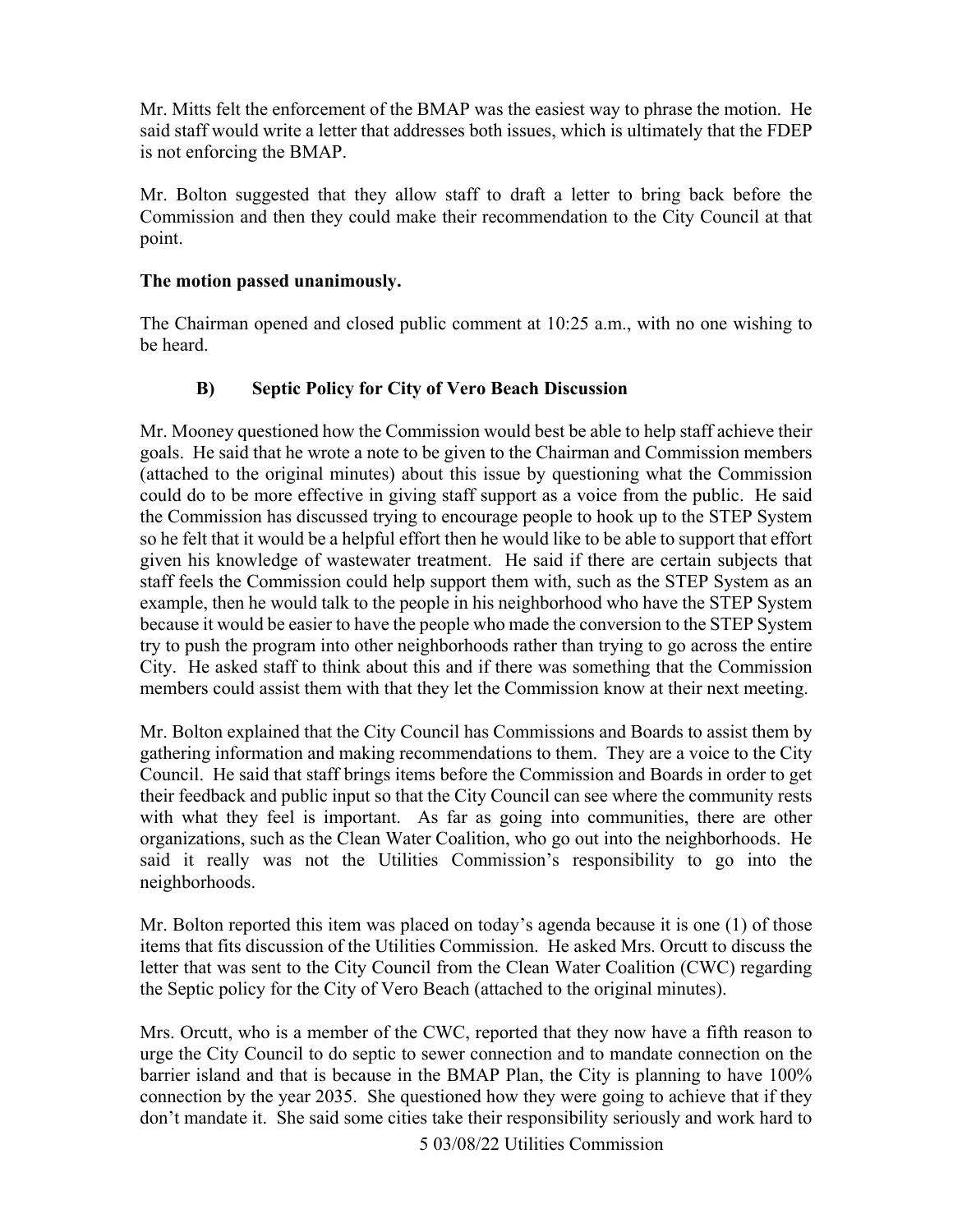Mr. Mitts felt the enforcement of the BMAP was the easiest way to phrase the motion. He said staff would write a letter that addresses both issues, which is ultimately that the FDEP is not enforcing the BMAP.

Mr. Bolton suggested that they allow staff to draft a letter to bring back before the Commission and then they could make their recommendation to the City Council at that point.

**The motion passed unanimously.**

The Chairman opened and closed public comment at 10:25 a.m., with no one wishing to be heard.

### B) Septic Policy for City of Vero Beach Discussion

Mr. Mooney questioned how the Commission would best be able to help staff achieve their goals. He said that he wrote a note to be given to the Chairman and Commission members (attached to the original minutes) about this issue by questioning what the Commission could do to be more effective in giving staff support as a voice from the public. He said the Commission has discussed trying to encourage people to hook up to the STEP System so he felt that it would be a helpful effort then he would like to be able to support that effort given his knowledge of wastewater treatment. He said if there are certain subjects that staff feels the Commission could help support them with, such as the STEP System as an example, then he would talk to the people in his neighborhood who have the STEP System because it would be easier to have the people who made the conversion to the STEP System try to push the program into other neighborhoods rather than trying to go across the entire City. He asked staff to think about this and if there was something that the Commission members could assist them with that they let the Commission know at their next meeting.

Mr. Bolton explained that the City Council has Commissions and Boards to assist them by gathering information and making recommendations to them. They are a voice to the City Council. He said that staff brings items before the Commission and Boards in order to get their feedback and public input so that the City Council can see where the community rests with what they feel is important. As far as going into communities, there are other organizations, such as the Clean Water Coalition, who go out into the neighborhoods. He said it really was not the Utilities Commission's responsibility to go into the neighborhoods.

Mr. Bolton reported this item was placed on today's agenda because it is one (1) of those items that fits discussion of the Utilities Commission. He asked Mrs. Orcutt to discuss the letter that was sent to the City Council from the Clean Water Coalition (CWC) regarding the Septic policy for the City of Vero Beach (attached to the original minutes).

Mrs. Orcutt, who is a member of the CWC, reported that they now have a fifth reason to urge the City Council to do septic to sewer connection and to mandate connection on the barrier island and that is because in the BMAP Plan, the City is planning to have 100% connection by the year 2035. She questioned how they were going to achieve that if they don't mandate it. She said some cities take their responsibility seriously and work hard to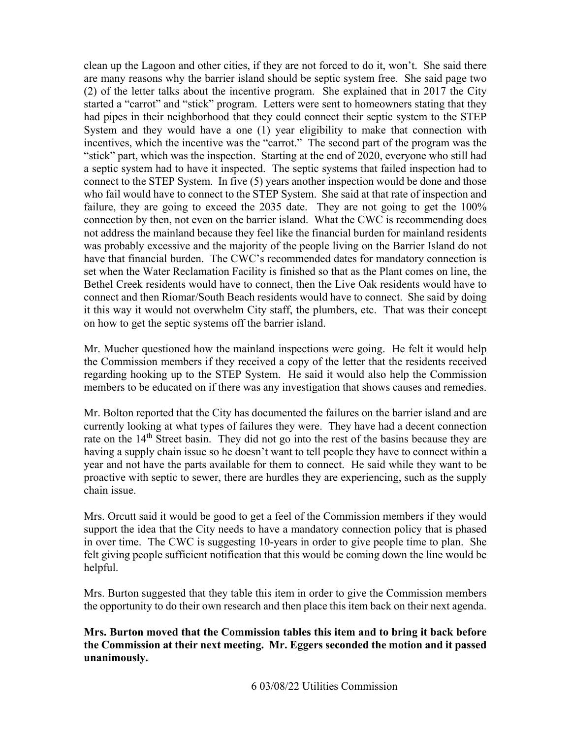clean up the Lagoon and other cities, if they are not forced to do it, won't. She said there are many reasons why the barrier island should be septic system free. She said page two (2) of the letter talks about the incentive program. She explained that in 2017 the City started a "carrot" and "stick" program. Letters were sent to homeowners stating that they had pipes in their neighborhood that they could connect their septic system to the STEP System and they would have a one (1) year eligibility to make that connection with incentives, which the incentive was the "carrot." The second part of the program was the "stick" part, which was the inspection. Starting at the end of 2020, everyone who still had a septic system had to have it inspected. The septic systems that failed inspection had to connect to the STEP System. In five (5) years another inspection would be done and those who fail would have to connect to the STEP System. She said at that rate of inspection and failure, they are going to exceed the 2035 date. They are not going to get the 100% connection by then, not even on the barrier island. What the CWC is recommending does not address the mainland because they feel like the financial burden for mainland residents was probably excessive and the majority of the people living on the Barrier Island do not have that financial burden. The CWC's recommended dates for mandatory connection is set when the Water Reclamation Facility is finished so that as the Plant comes on line, the Bethel Creek residents would have to connect, then the Live Oak residents would have to connect and then Riomar/South Beach residents would have to connect. She said by doing it this way it would not overwhelm City staff, the plumbers, etc. That was their concept on how to get the septic systems off the barrier island.

Mr. Mucher questioned how the mainland inspections were going. He felt it would help the Commission members if they received a copy of the letter that the residents received regarding hooking up to the STEP System. He said it would also help the Commission members to be educated on if there was any investigation that shows causes and remedies.

Mr. Bolton reported that the City has documented the failures on the barrier island and are currently looking at what types of failures they were. They have had a decent connection rate on the 14th Street basin. They did not go into the rest of the basins because they are having a supply chain issue so he doesn't want to tell people they have to connect within a year and not have the parts available for them to connect. He said while they want to be proactive with septic to sewer, there are hurdles they are experiencing, such as the supply chain issue.

Mrs. Orcutt said it would be good to get a feel of the Commission members if they would support the idea that the City needs to have a mandatory connection policy that is phased in over time. The CWC is suggesting 10-years in order to give people time to plan. She felt giving people sufficient notification that this would be coming down the line would be helpful.

Mrs. Burton suggested that they table this item in order to give the Commission members the opportunity to do their own research and then place this item back on their next agenda.

**Mrs. Burton moved that the Commission tables this item and to bring it back before the Commission at their next meeting. Mr. Eggers seconded the motion and it passed unanimously.**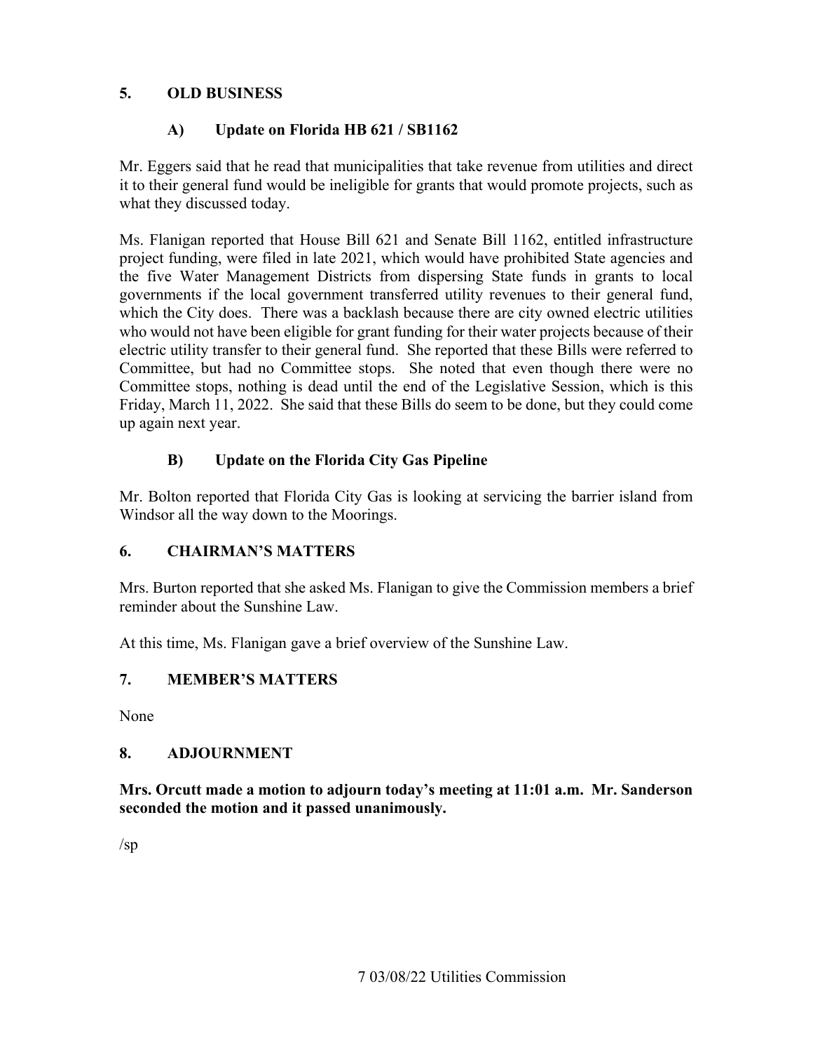## 5. OLD BUSINESS

### A) Update on Florida HB 621 / SB1162

Mr. Eggers said that he read that municipalities that take revenue from utilities and direct it to their general fund would be ineligible for grants that would promote projects, such as what they discussed today.

Ms. Flanigan reported that House Bill 621 and Senate Bill 1162, entitled infrastructure project funding, were filed in late 2021, which would have prohibited State agencies and the five Water Management Districts from dispersing State funds in grants to local governments if the local government transferred utility revenues to their general fund, which the City does. There was a backlash because there are city owned electric utilities who would not have been eligible for grant funding for their water projects because of their electric utility transfer to their general fund. She reported that these Bills were referred to Committee, but had no Committee stops. She noted that even though there were no Committee stops, nothing is dead until the end of the Legislative Session, which is this Friday, March 11, 2022. She said that these Bills do seem to be done, but they could come up again next year.

### B) Update on the Florida City Gas Pipeline

Mr. Bolton reported that Florida City Gas is looking at servicing the barrier island from Windsor all the way down to the Moorings.

## 6. CHAIRMAN'S MATTERS

Mrs. Burton reported that she asked Ms. Flanigan to give the Commission members a brief reminder about the Sunshine Law.

At this time, Ms. Flanigan gave a brief overview of the Sunshine Law.

## 7. MEMBER'S MATTERS

None

## 8. ADJOURNMENT

**Mrs. Orcutt made a motion to adjourn today's meeting at 11:01 a.m. Mr. Sanderson seconded the motion and it passed unanimously.**

/sp